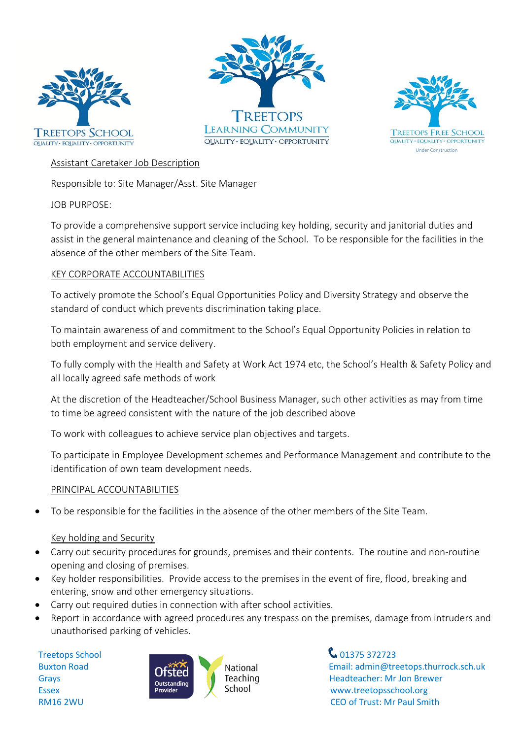## Assistant Caretaker Job Description

Responsible to: Site Manager/Asst. Site Manager

JOB PURPOSE:

To provide a comprehensive support service including key holding, security and janitorial duties and assist in the general maintenance and cleaning of the School. To be responsible for the facilities in the absence of the other members of the Site Team.

### KEY CORPORATE ACCOUNTABILITIES

To actively promote the School's Equal Opportunities Policy and Diversity Strategy and observe the standard of conduct which prevents discrimination taking place.

To maintain awareness of and commitment to the School's Equal Opportunity Policies in relation to both employment and service delivery.

To fully comply with the Health and Safety at Work Act 1974 etc, the School's Health & Safety Policy and all locally agreed safe methods of work

At the discretion of the Headteacher/School Business Manager, such other activities as may from time to time be agreed consistent with the nature of the job described above

To work with colleagues to achieve service plan objectives and targets.

To participate in Employee Development schemes and Performance Management and contribute to the identification of own team development needs.

### PRINCIPAL ACCOUNTABILITIES

- To be responsible for the facilities in the absence of the other members of the Site Team.

#### Key holding and Security

- Carry out security procedures for grounds, premises and their contents. The routine and non-routine opening and closing of premises.
- Key holder responsibilities. Provide access to the premises in the event of fire, flood, breaking and entering, snow and other emergency situations.
- Carry out required duties in connection with after school activities.
- Report in accordance with agreed procedures any trespass on the premises, damage from intruders and unauthorised parking of vehicles.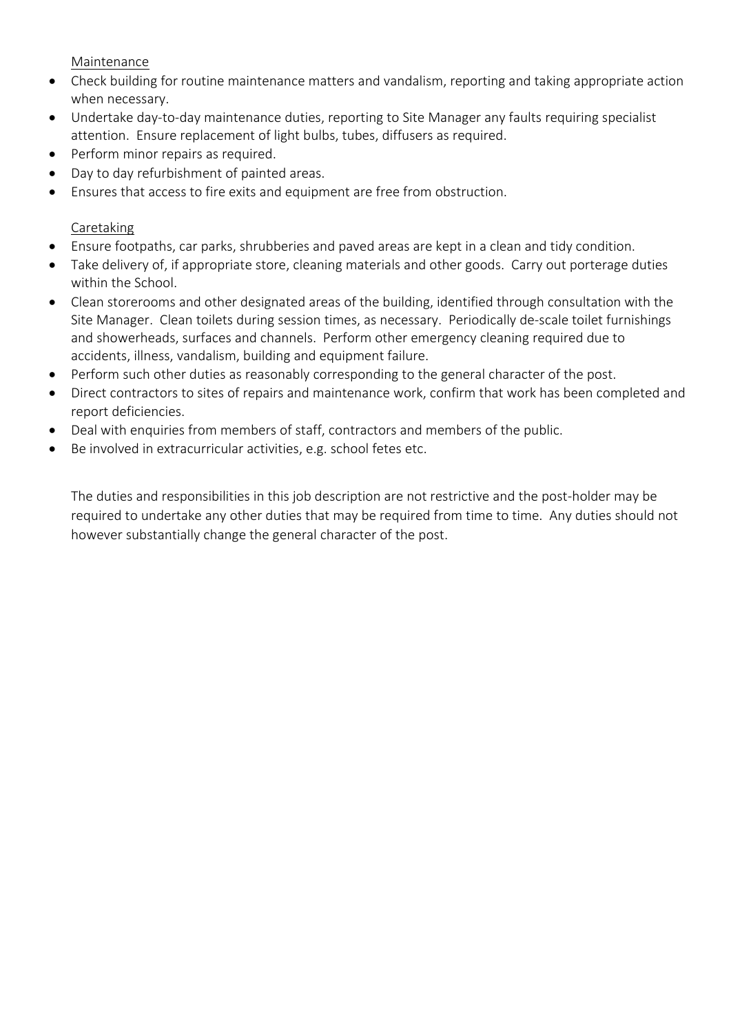<u>Maintenance</u>

- Check building for routine maintenance matters and vandalism, reporting and taking appropriate action when necessary.
- Undertake day-to-day maintenance duties, reporting to Site Manager any faults requiring specialist attention. Ensure replacement of light bulbs, tubes, diffusers as required.
- Perform minor repairs as required.
- Day to day refurbishment of painted areas.
- Ensures that access to fire exits and equipment are free from obstruction.

<u>Caretaking</u>

- Ensure footpaths, car parks, shrubberies and paved areas are kept in a clean and tidy condition.
- Take delivery of, if appropriate store, cleaning materials and other goods. Carry out porterage duties within the School.
- Clean storerooms and other designated areas of the building, identified through consultation with the Site Manager. Clean toilets during session times, as necessary. Periodically de-scale toilet furnishings and showerheads, surfaces and channels. Perform other emergency cleaning required due to accidents, illness, vandalism, building and equipment failure.
- Perform such other duties as reasonably corresponding to the general character of the post.
- Direct contractors to sites of repairs and maintenance work, confirm that work has been completed and report deficiencies.
- Deal with enquiries from members of staff, contractors and members of the public.
- Be involved in extracurricular activities, e.g. school fetes etc.

The duties and responsibilities in this job description are not restrictive and the post-holder may be required to undertake any other duties that may be required from time to time. Any duties should not however substantially change the general character of the post.